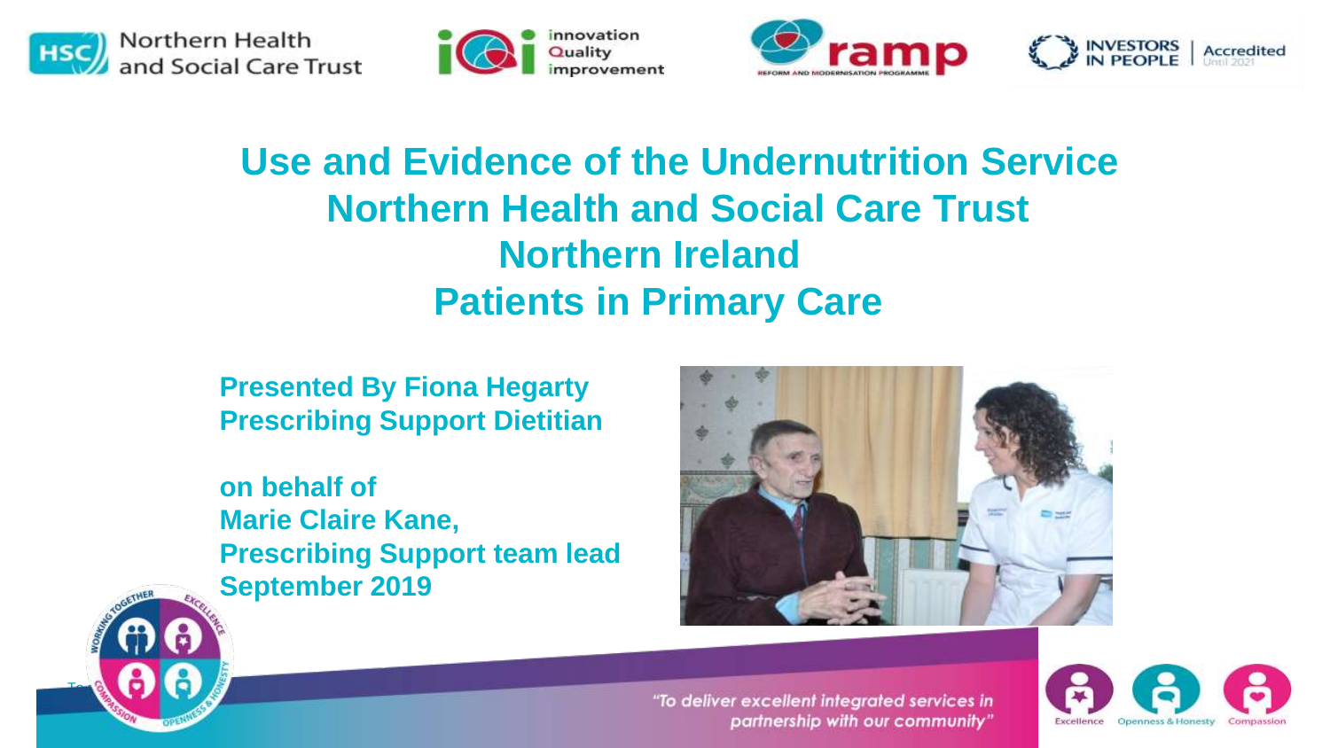Northern Health and Social Care Trust

innovation Quality improvement

ramp REFORM AND MODERNISATION PROGRAMME

INVESTORS IN PEOPLE | Accredited Until 2021

# Use and Evidence of the Undernutrition Service Northern Health and Social Care Trust Northern Ireland Patients in Primary Care

**Presented By Fiona Hegarty**
**Prescribing Support Dietitian**

**on behalf of**
**Marie Claire Kane,**
**Prescribing Support team lead**
**September 2019**

*"To deliver excellent integrated services in partnership with our community"*

Excellence Openness & Honesty Compassion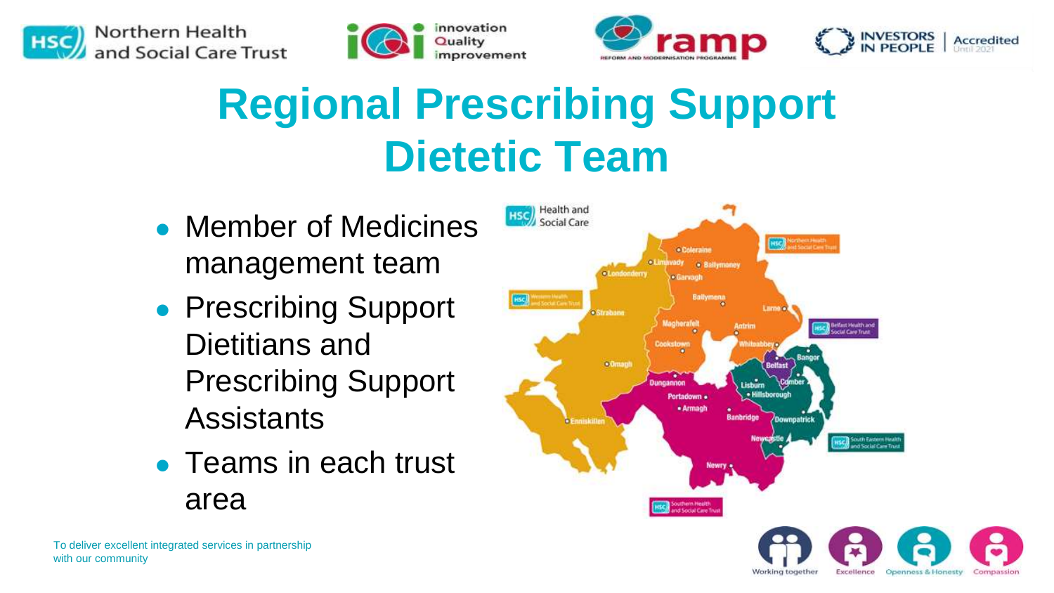# Regional Prescribing Support Dietetic Team

- Member of Medicines management team
- Prescribing Support Dietitians and Prescribing Support Assistants
- Teams in each trust area

To deliver excellent integrated services in partnership with our community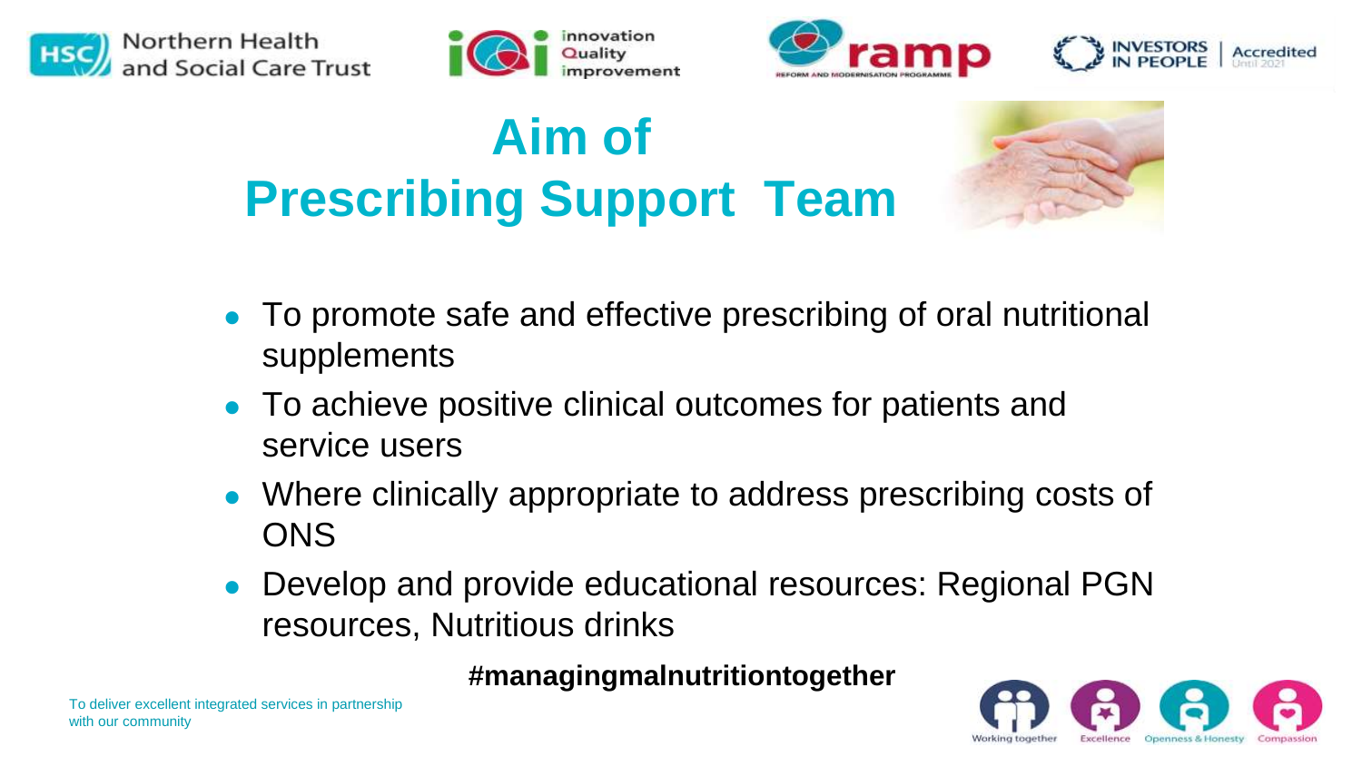# Aim of Prescribing Support Team

- To promote safe and effective prescribing of oral nutritional supplements
- To achieve positive clinical outcomes for patients and service users
- Where clinically appropriate to address prescribing costs of ONS
- Develop and provide educational resources: Regional PGN resources, Nutritious drinks

**#managingmalnutritiontogether**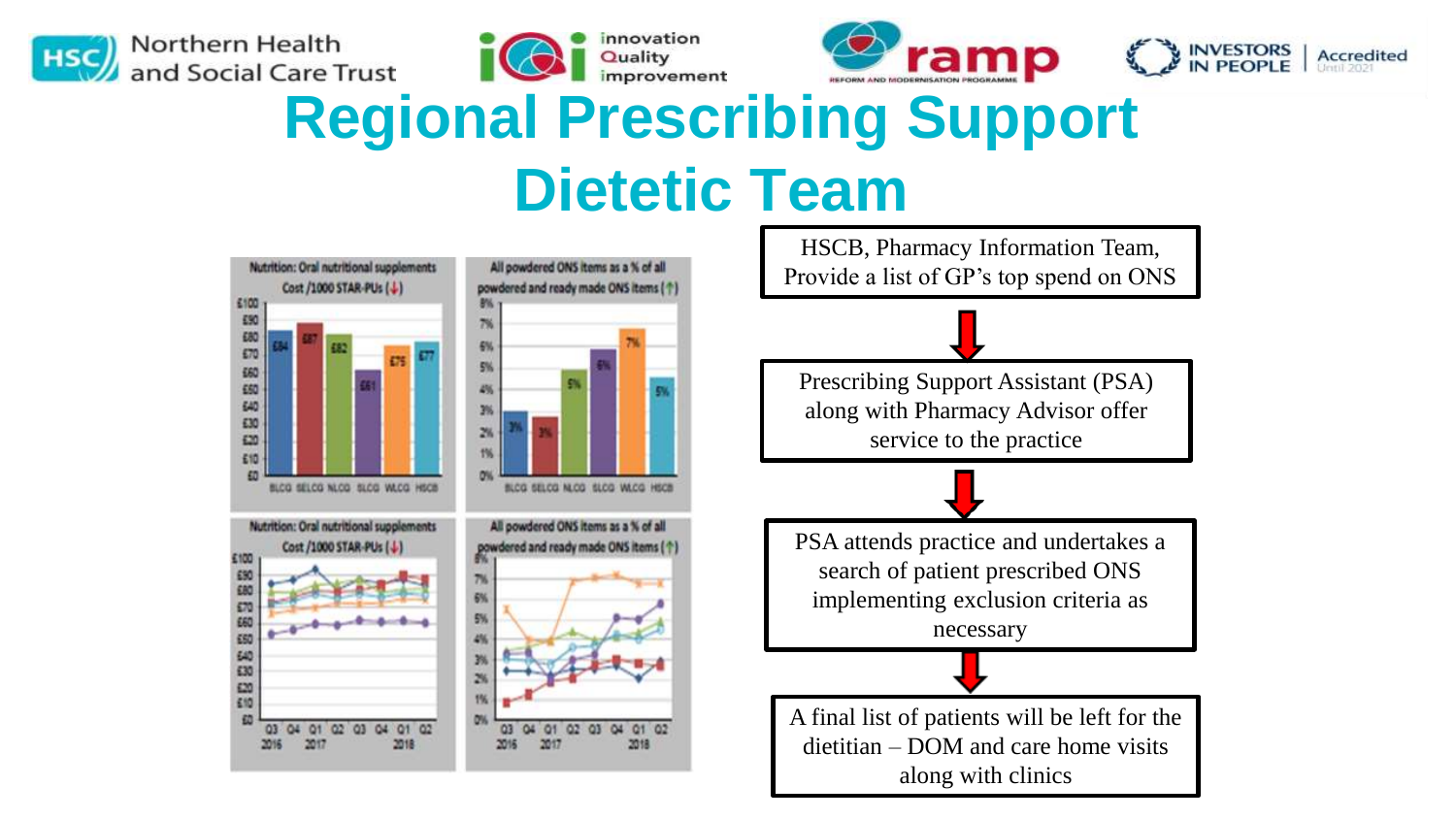# Regional Prescribing Support Dietetic Team

HSCB, Pharmacy Information Team, Provide a list of GP's top spend on ONS

↓

Prescribing Support Assistant (PSA) along with Pharmacy Advisor offer service to the practice

↓

PSA attends practice and undertakes a search of patient prescribed ONS implementing exclusion criteria as necessary

↓

A final list of patients will be left for the dietitian – DOM and care home visits along with clinics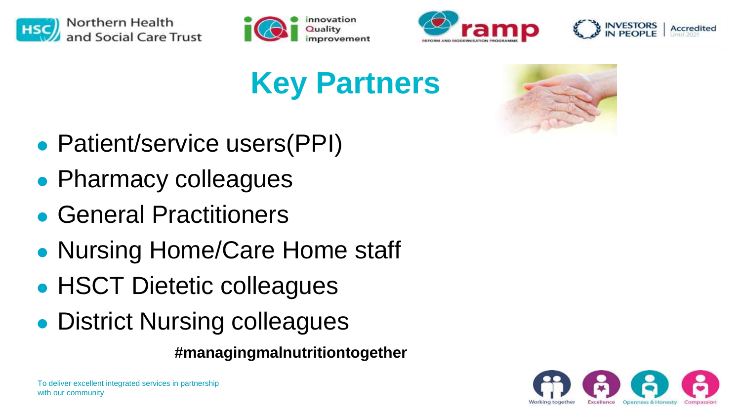# Key Partners

- Patient/service users(PPI)
- Pharmacy colleagues
- General Practitioners
- Nursing Home/Care Home staff
- HSCT Dietetic colleagues
- District Nursing colleagues

**#managingmalnutritiontogether**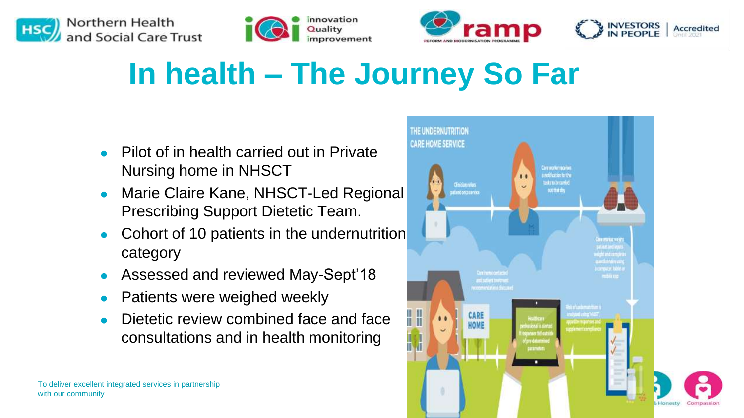# In health – The Journey So Far

- Pilot of in health carried out in Private Nursing home in NHSCT
- Marie Claire Kane, NHSCT-Led Regional Prescribing Support Dietetic Team.
- Cohort of 10 patients in the undernutrition category
- Assessed and reviewed May-Sept'18
- Patients were weighed weekly
- Dietetic review combined face and face consultations and in health monitoring

To deliver excellent integrated services in partnership with our community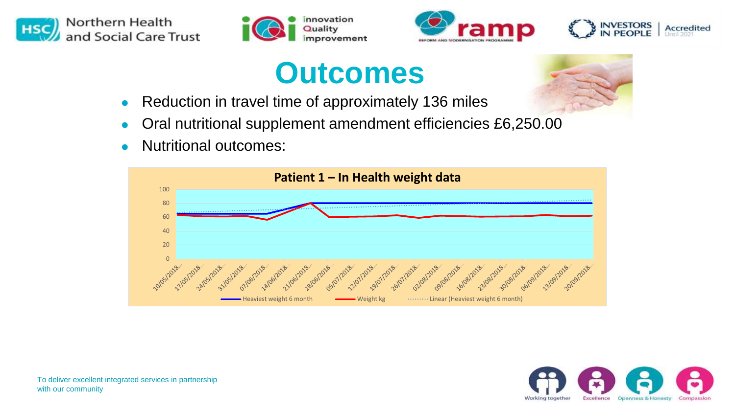# Outcomes

- Reduction in travel time of approximately 136 miles
- Oral nutritional supplement amendment efficiencies £6,250.00
- Nutritional outcomes:

**Patient 1 – In Health weight data**

Legend: Heaviest weight 6 month; Weight kg; Linear (Heaviest weight 6 month)

Y-axis: 0, 20, 40, 60, 80, 100

X-axis: 10/05/2018..., 17/05/2018..., 24/05/2018..., 31/05/2018..., 07/06/2018..., 14/06/2018..., 21/06/2018..., 28/06/2018..., 05/07/2018..., 12/07/2018..., 19/07/2018..., 26/07/2018..., 02/08/2018..., 09/08/2018..., 16/08/2018..., 23/08/2018..., 30/08/2018..., 06/09/2018..., 13/09/2018..., 20/09/2018...

To deliver excellent integrated services in partnership with our community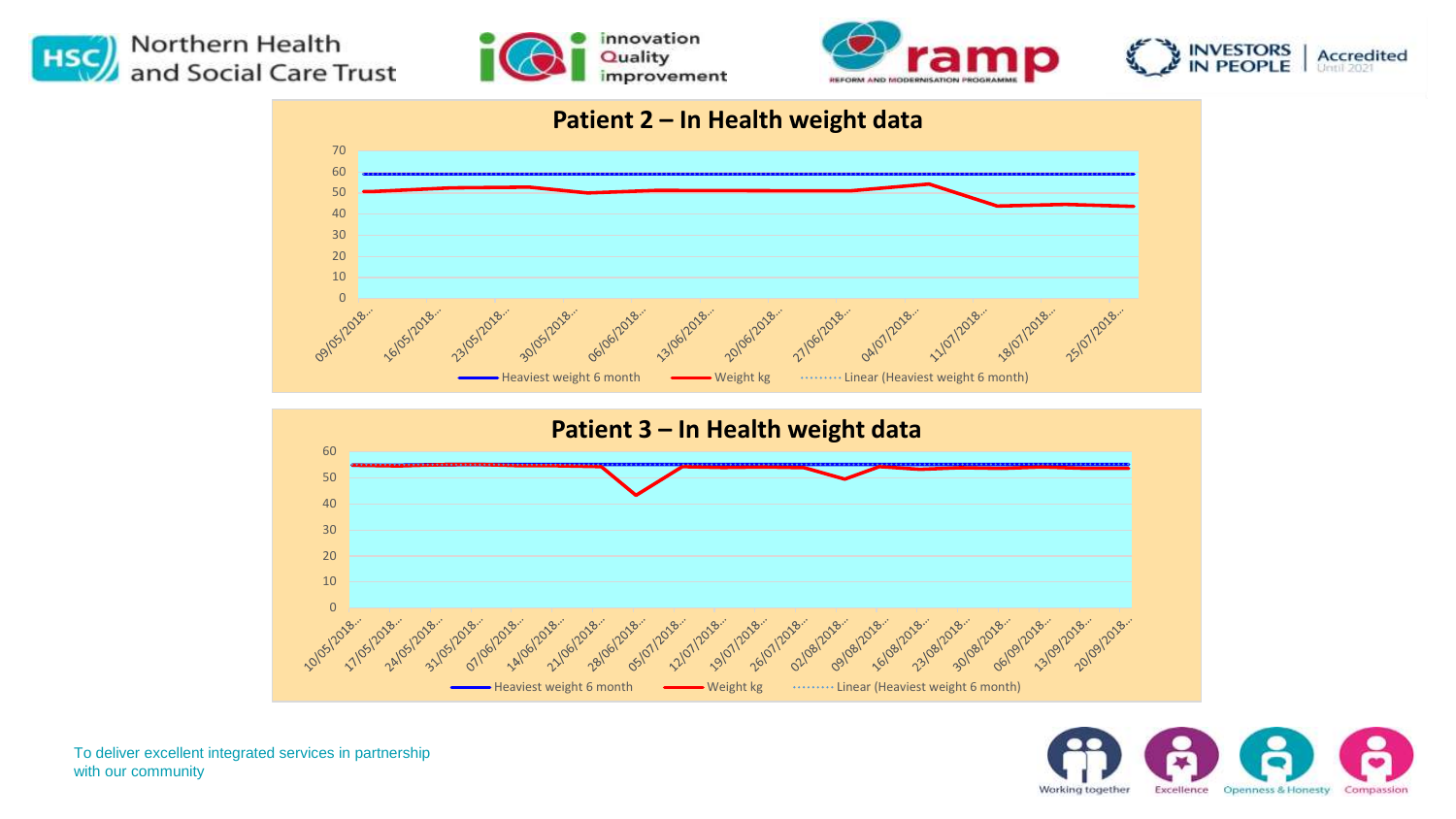## Patient 2 – In Health weight data

70
60
50
40
30
20
10
0

09/05/2018... 16/05/2018... 23/05/2018... 30/05/2018... 06/06/2018... 13/06/2018... 20/06/2018... 27/06/2018... 04/07/2018... 11/07/2018... 18/07/2018... 25/07/2018...

Heaviest weight 6 month — Weight kg — Linear (Heaviest weight 6 month)

## Patient 3 – In Health weight data

60
50
40
30
20
10
0

10/05/2018... 17/05/2018... 24/05/2018... 31/05/2018... 07/06/2018... 14/06/2018... 21/06/2018... 28/06/2018... 05/07/2018... 12/07/2018... 19/07/2018... 26/07/2018... 02/08/2018... 09/08/2018... 16/08/2018... 23/08/2018... 30/08/2018... 06/09/2018... 13/09/2018... 20/09/2018...

Heaviest weight 6 month — Weight kg — Linear (Heaviest weight 6 month)

To deliver excellent integrated services in partnership with our community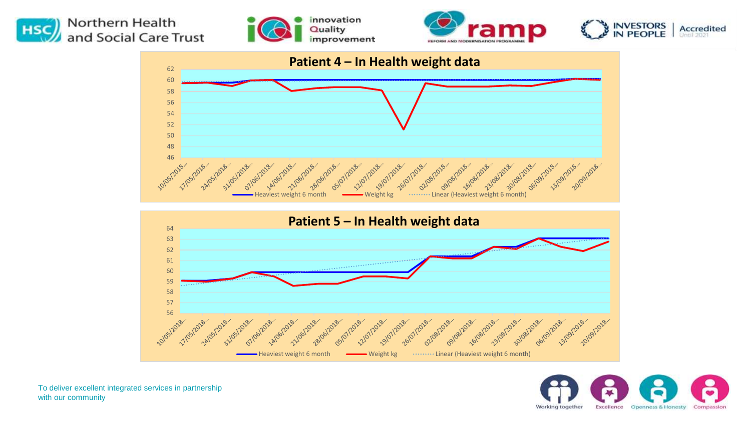## Patient 4 – In Health weight data

Legend: Heaviest weight 6 month; Weight kg; Linear (Heaviest weight 6 month)

X-axis: 10/05/2018… 17/05/2018… 24/05/2018… 31/05/2018… 07/06/2018… 14/06/2018… 21/06/2018… 28/06/2018… 05/07/2018… 12/07/2018… 19/07/2018… 26/07/2018… 02/08/2018… 09/08/2018… 16/08/2018… 23/08/2018… 30/08/2018… 06/09/2018… 13/09/2018… 20/09/2018…

Y-axis: 46–62

## Patient 5 – In Health weight data

Legend: Heaviest weight 6 month; Weight kg; Linear (Heaviest weight 6 month)

X-axis: 10/05/2018… 17/05/2018… 24/05/2018… 31/05/2018… 07/06/2018… 14/06/2018… 21/06/2018… 28/06/2018… 05/07/2018… 12/07/2018… 19/07/2018… 26/07/2018… 02/08/2018… 09/08/2018… 16/08/2018… 23/08/2018… 30/08/2018… 06/09/2018… 13/09/2018… 20/09/2018…

Y-axis: 56–64

To deliver excellent integrated services in partnership with our community

Working together | Excellence | Openness & Honesty | Compassion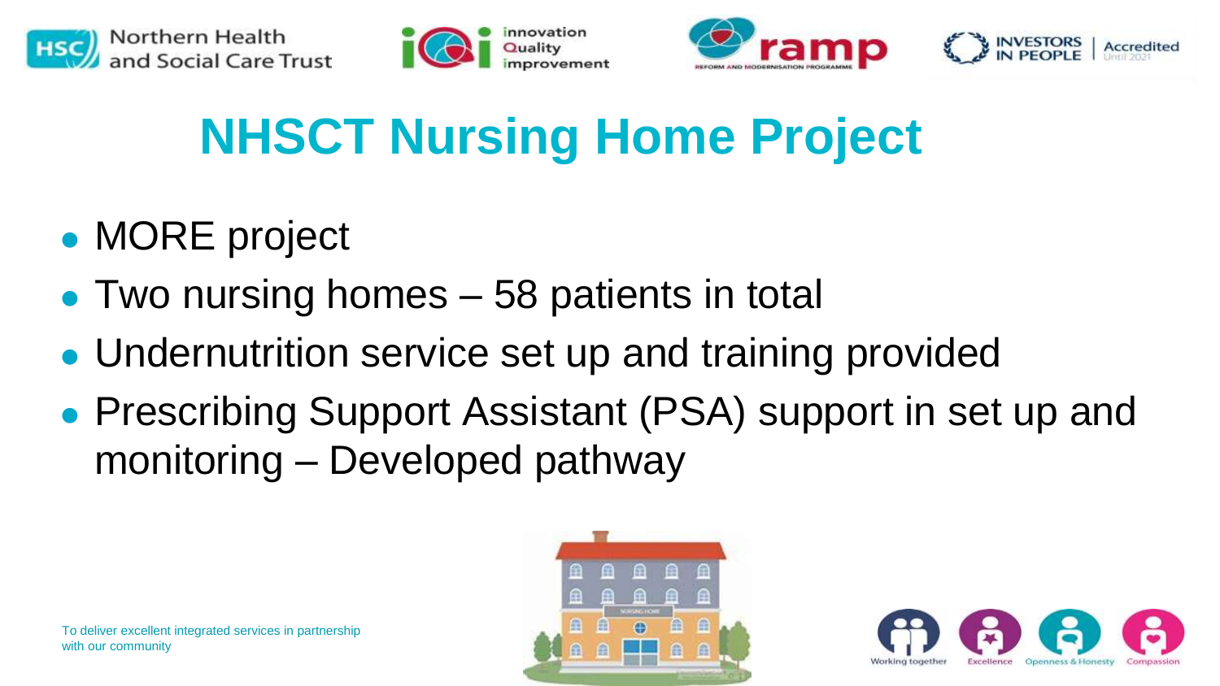# NHSCT Nursing Home Project

- MORE project
- Two nursing homes – 58 patients in total
- Undernutrition service set up and training provided
- Prescribing Support Assistant (PSA) support in set up and monitoring – Developed pathway

To deliver excellent integrated services in partnership with our community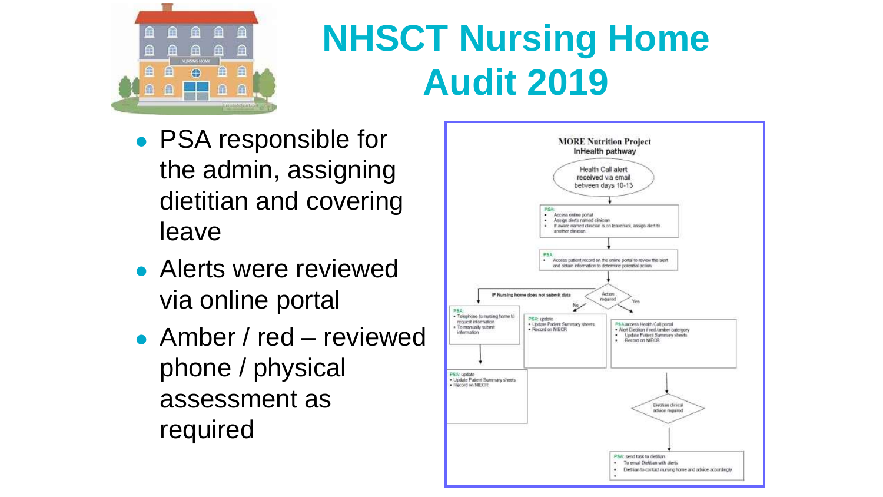# NHSCT Nursing Home Audit 2019

- PSA responsible for the admin, assigning dietitian and covering leave
- Alerts were reviewed via online portal
- Amber / red – reviewed phone / physical assessment as required

**MORE Nutrition Project**
**InHealth pathway**

Health Call alert received via email between days 10-13

**PSA:**
- Access online portal
- Assign alerts named clinician
- If aware named clinician is on leave/sick, assign alert to another clinician.

**PSA**
- Access patient record on the online portal to review the alert and obtain information to determine potential action.

Action required

IF Nursing home does not submit data:

**PSA:**
- Telephone to nursing home to request information
- To manually submit information

**PSA:** update
- Update Patient Summary sheets
- Record on NIECR

No:

**PSA:** update
- Update Patient Summary sheets
- Record on NIECR

Yes:

**PSA** access Health Call portal
- Alert Dietitian if red /amber category
- Update Patient Summary sheets
- Record on NIECR

Dietitian clinical advice required

**PSA:** send task to dietitian
- To email Dietitian with alerts
- Dietitian to contact nursing home and advice accordingly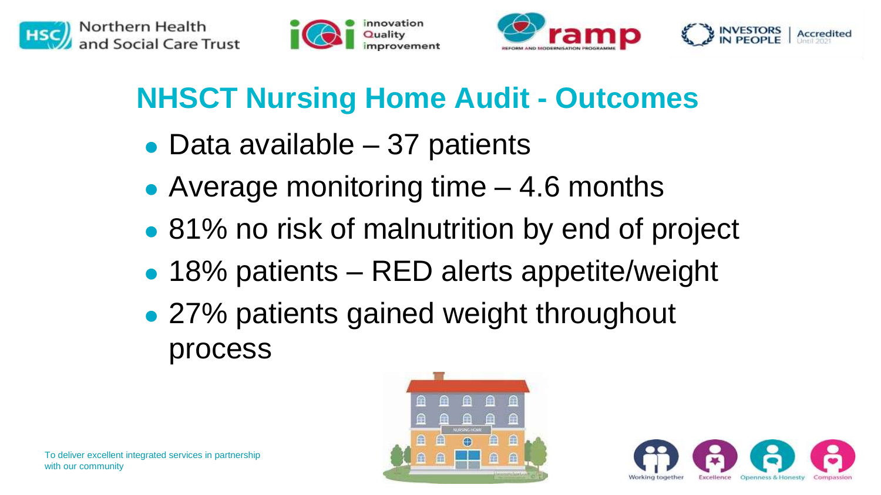## NHSCT Nursing Home Audit - Outcomes

- Data available – 37 patients
- Average monitoring time – 4.6 months
- 81% no risk of malnutrition by end of project
- 18% patients – RED alerts appetite/weight
- 27% patients gained weight throughout process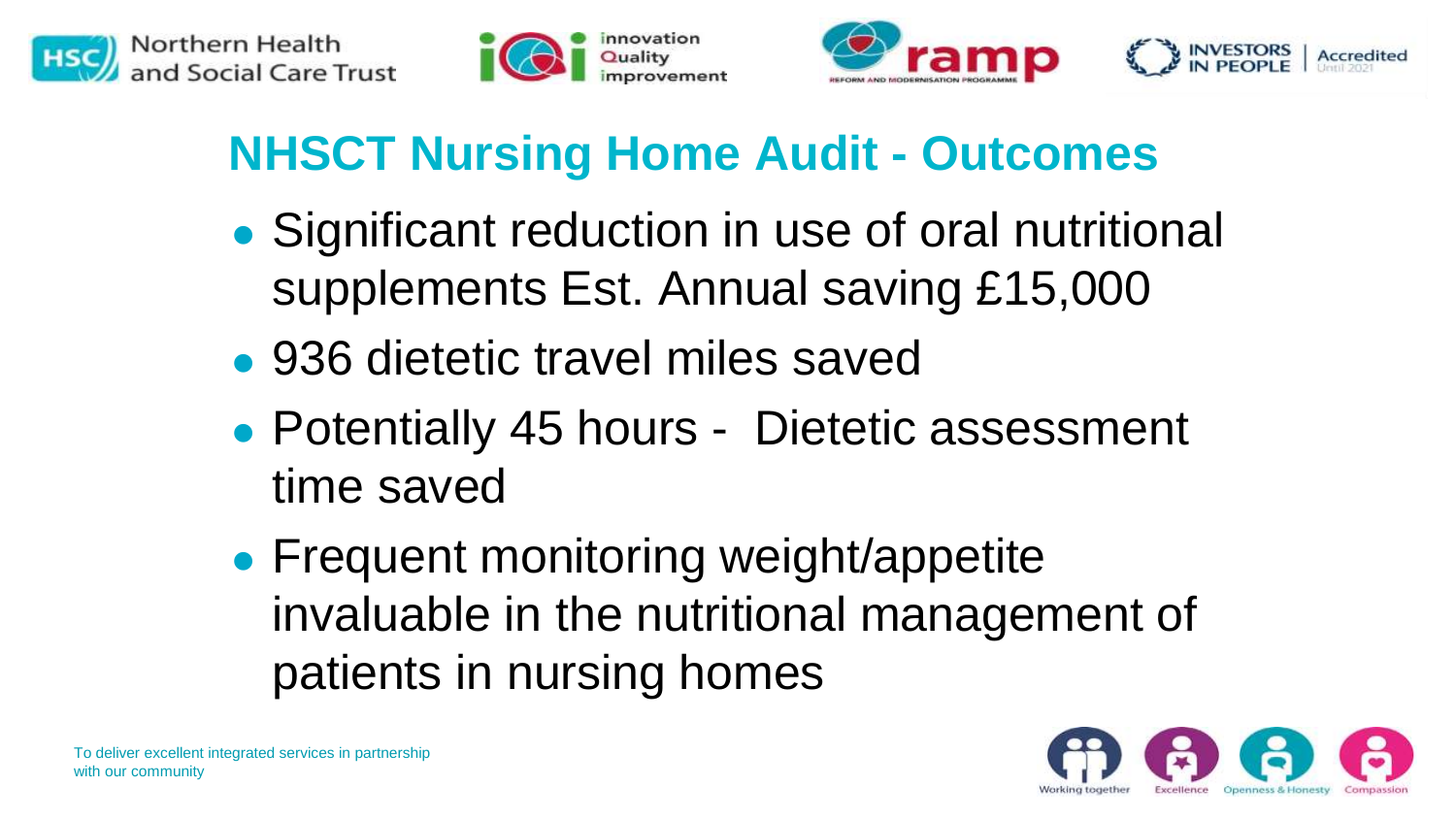# NHSCT Nursing Home Audit - Outcomes

- Significant reduction in use of oral nutritional supplements Est. Annual saving £15,000
- 936 dietetic travel miles saved
- Potentially 45 hours - Dietetic assessment time saved
- Frequent monitoring weight/appetite invaluable in the nutritional management of patients in nursing homes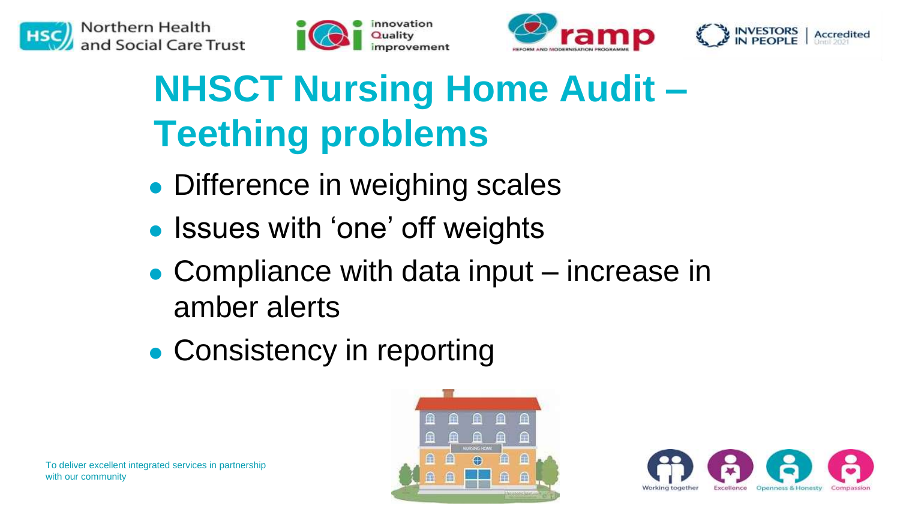# NHSCT Nursing Home Audit – Teething problems

- Difference in weighing scales
- Issues with 'one' off weights
- Compliance with data input – increase in amber alerts
- Consistency in reporting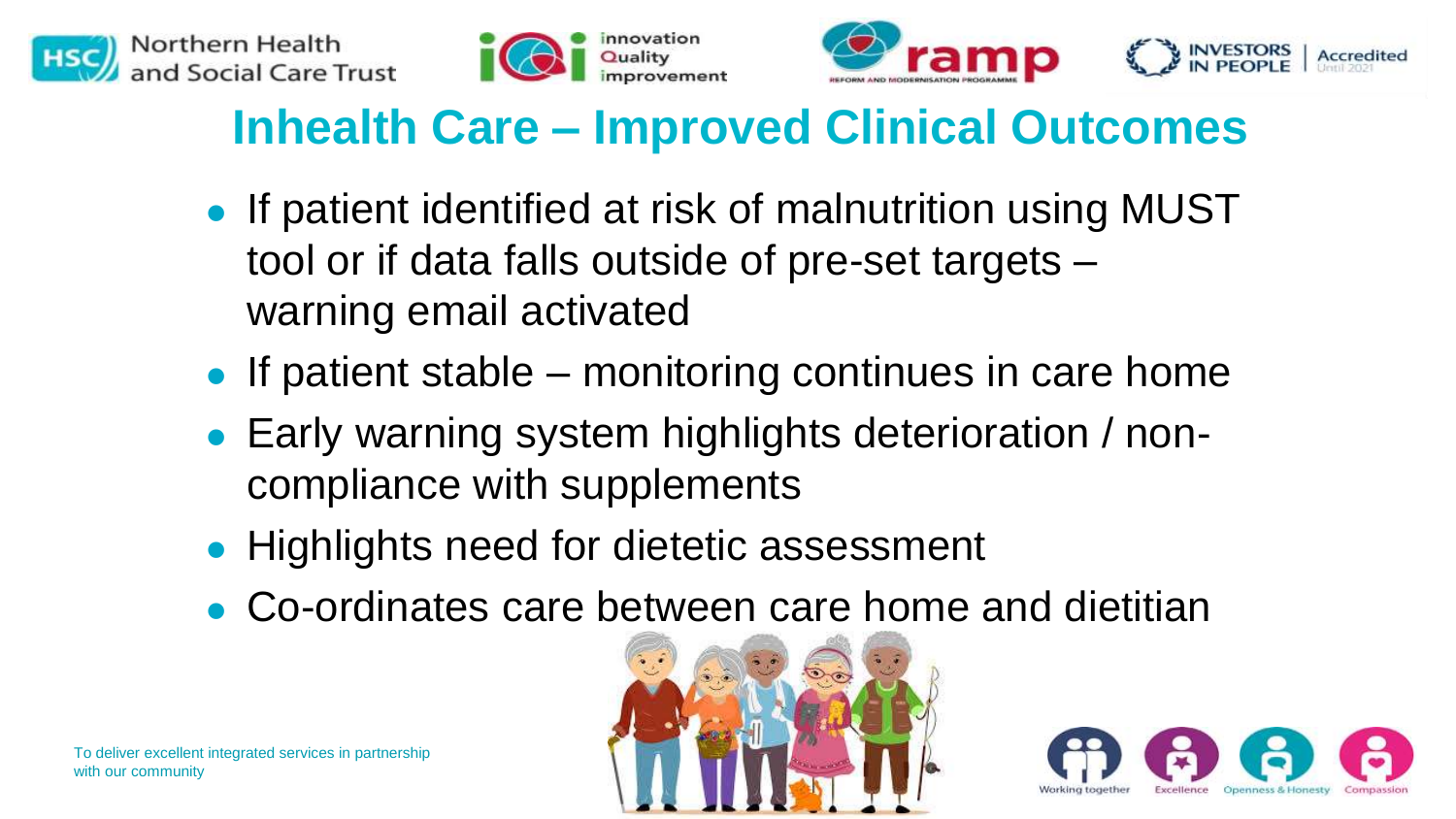# Inhealth Care – Improved Clinical Outcomes

- If patient identified at risk of malnutrition using MUST tool or if data falls outside of pre-set targets – warning email activated
- If patient stable – monitoring continues in care home
- Early warning system highlights deterioration / non-compliance with supplements
- Highlights need for dietetic assessment
- Co-ordinates care between care home and dietitian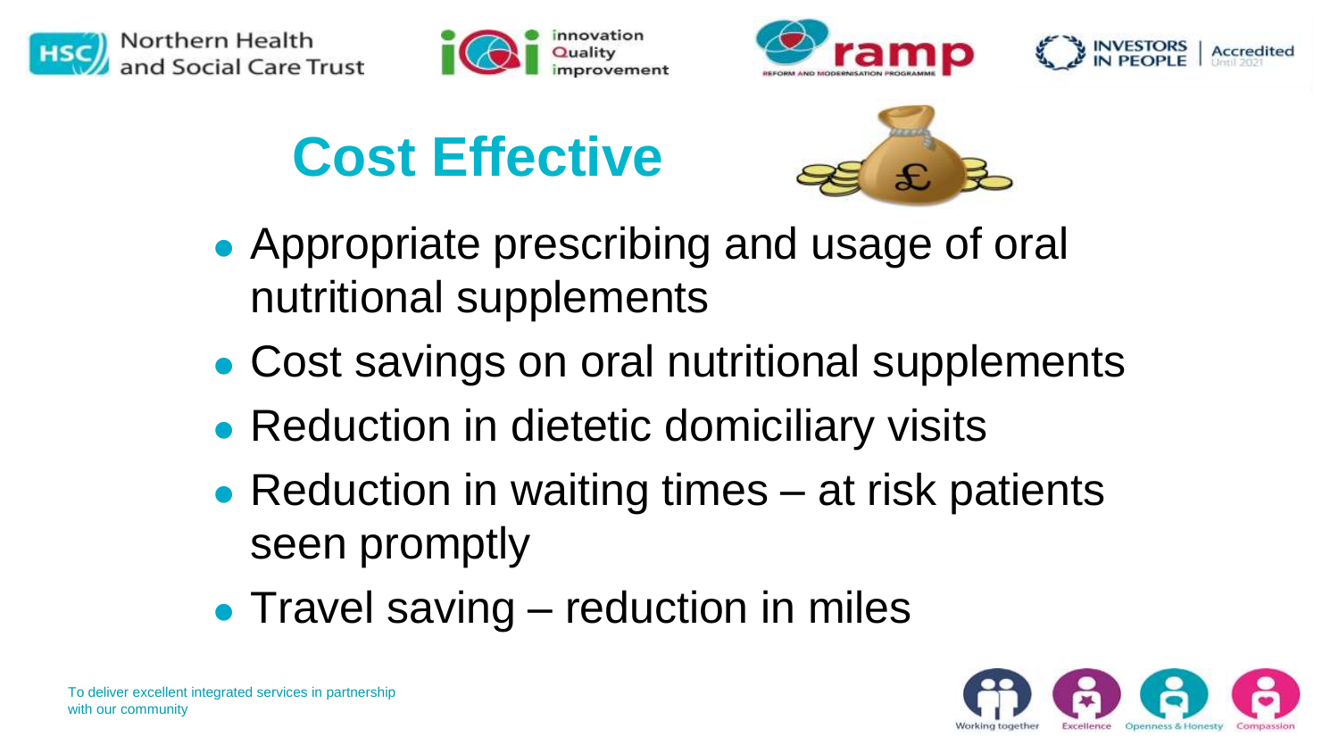# Cost Effective

- Appropriate prescribing and usage of oral nutritional supplements
- Cost savings on oral nutritional supplements
- Reduction in dietetic domiciliary visits
- Reduction in waiting times – at risk patients seen promptly
- Travel saving – reduction in miles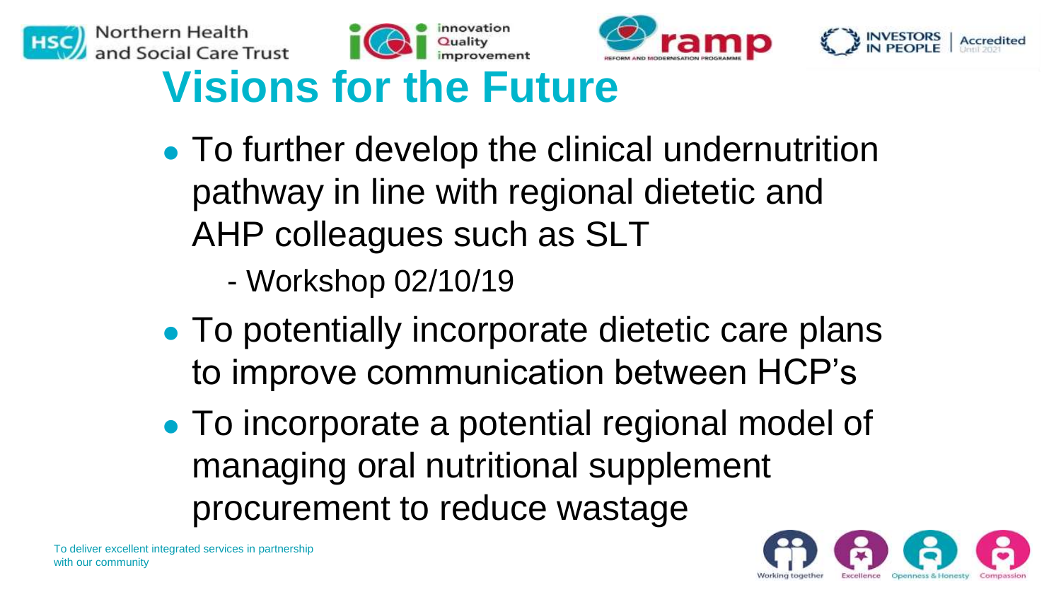# Visions for the Future

- To further develop the clinical undernutrition pathway in line with regional dietetic and AHP colleagues such as SLT
  - Workshop 02/10/19
- To potentially incorporate dietetic care plans to improve communication between HCP's
- To incorporate a potential regional model of managing oral nutritional supplement procurement to reduce wastage

To deliver excellent integrated services in partnership with our community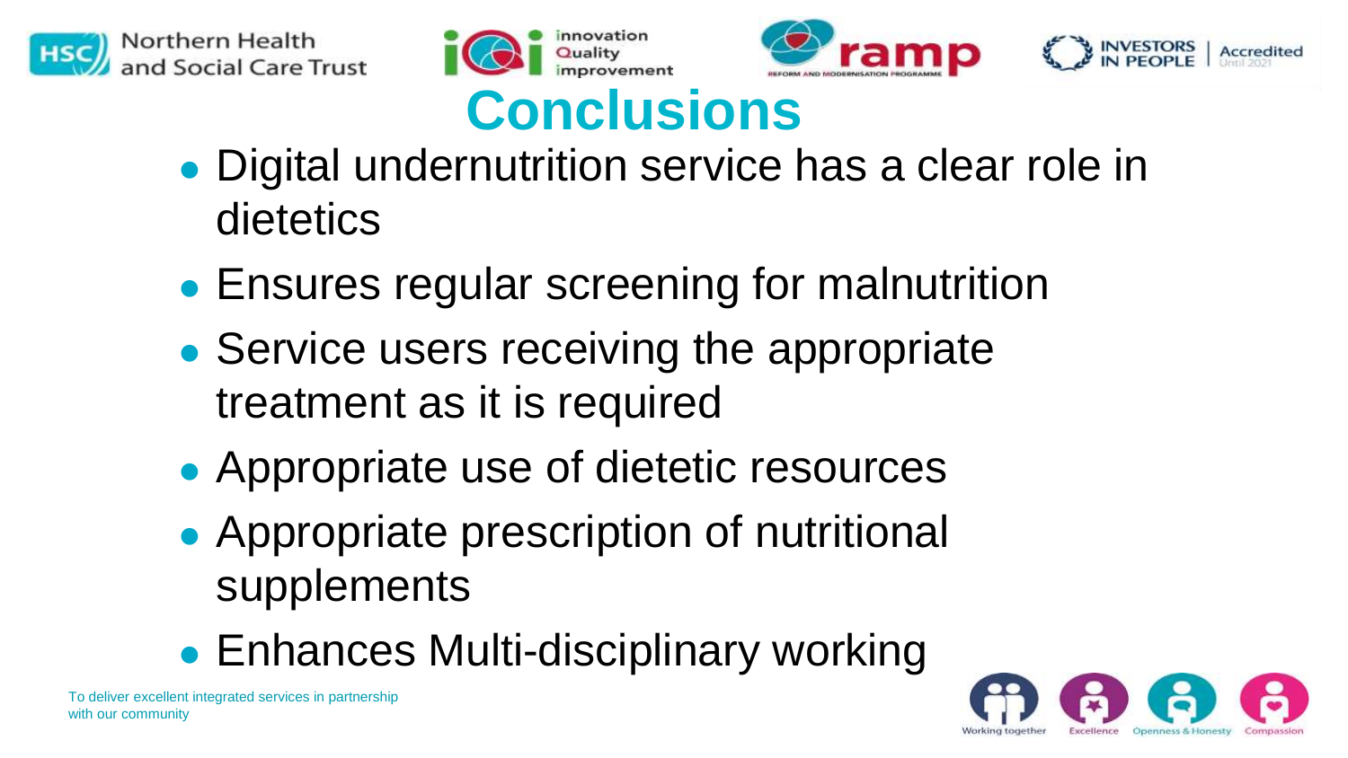# Conclusions

- Digital undernutrition service has a clear role in dietetics
- Ensures regular screening for malnutrition
- Service users receiving the appropriate treatment as it is required
- Appropriate use of dietetic resources
- Appropriate prescription of nutritional supplements
- Enhances Multi-disciplinary working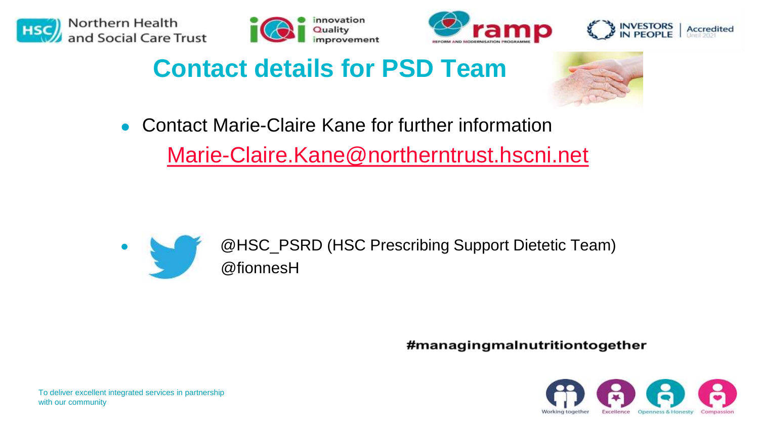## Contact details for PSD Team

- Contact Marie-Claire Kane for further information

  Marie-Claire.Kane@northerntrust.hscni.net

- @HSC_PSRD (HSC Prescribing Support Dietetic Team)

  @fionnesH

#managingmalnutritiontogether

To deliver excellent integrated services in partnership with our community